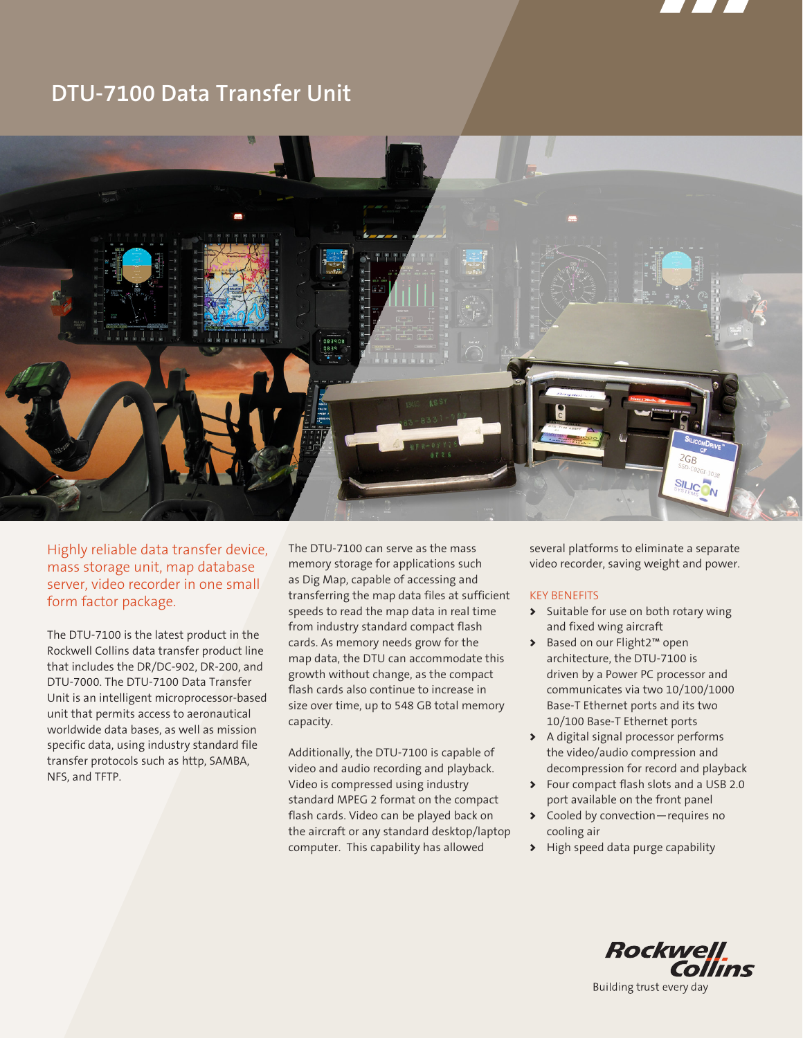# DTU-7100 Data Transfer Unit

Highly reliable data transfer device, mass storage unit, map database server, video recorder in one small form factor package.

The DTU-7100 is the latest product in the Rockwell Collins data transfer product line that includes the DR/DC-902, DR-200, and DTU-7000. The DTU-7100 Data Transfer Unit is an intelligent microprocessor-based unit that permits access to aeronautical worldwide data bases, as well as mission specific data, using industry standard file transfer protocols such as http, SAMBA, NFS, and TFTP.

The DTU-7100 can serve as the mass memory storage for applications such as Dig Map, capable of accessing and transferring the map data files at sufficient speeds to read the map data in real time from industry standard compact flash cards. As memory needs grow for the map data, the DTU can accommodate this growth without change, as the compact flash cards also continue to increase in size over time, up to 548 GB total memory capacity.

Additionally, the DTU-7100 is capable of video and audio recording and playback. Video is compressed using industry standard MPEG 2 format on the compact flash cards. Video can be played back on the aircraft or any standard desktop/laptop computer. This capability has allowed several platforms to eliminate a separate video recorder, saving weight and power.

## KEY BENEFITS

- Suitable for use on both rotary wing and fixed wing aircraft
- Based on our Flight2™ open architecture, the DTU-7100 is driven by a Power PC processor and communicates via two 10/100/1000 Base-T Ethernet ports and its two 10/100 Base-T Ethernet ports
- A digital signal processor performs the video/audio compression and decompression for record and playback
- Four compact flash slots and a USB 2.0 port available on the front panel
- Cooled by convection—requires no cooling air
- High speed data purge capability

Rockwell Collins
Building trust every day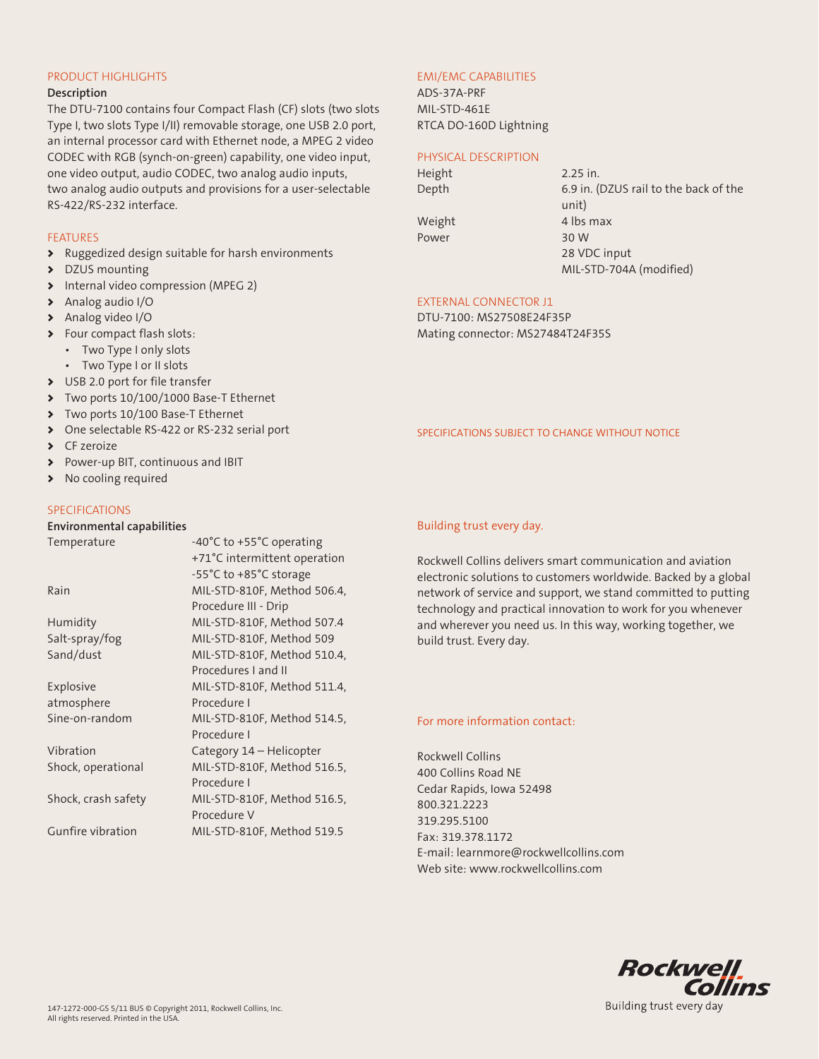## PRODUCT HIGHLIGHTS

### Description

The DTU-7100 contains four Compact Flash (CF) slots (two slots Type I, two slots Type I/II) removable storage, one USB 2.0 port, an internal processor card with Ethernet node, a MPEG 2 video CODEC with RGB (synch-on-green) capability, one video input, one video output, audio CODEC, two analog audio inputs, two analog audio outputs and provisions for a user-selectable RS-422/RS-232 interface.

## FEATURES

- Ruggedized design suitable for harsh environments
- DZUS mounting
- Internal video compression (MPEG 2)
- Analog audio I/O
- Analog video I/O
- Four compact flash slots:
  - Two Type I only slots
  - Two Type I or II slots
- USB 2.0 port for file transfer
- Two ports 10/100/1000 Base-T Ethernet
- Two ports 10/100 Base-T Ethernet
- One selectable RS-422 or RS-232 serial port
- CF zeroize
- Power-up BIT, continuous and IBIT
- No cooling required

## SPECIFICATIONS

### Environmental capabilities

| | |
|---|---|
| Temperature | -40°C to +55°C operating<br>+71°C intermittent operation<br>-55°C to +85°C storage |
| Rain | MIL-STD-810F, Method 506.4, Procedure III - Drip |
| Humidity | MIL-STD-810F, Method 507.4 |
| Salt-spray/fog | MIL-STD-810F, Method 509 |
| Sand/dust | MIL-STD-810F, Method 510.4, Procedures I and II |
| Explosive atmosphere | MIL-STD-810F, Method 511.4, Procedure I |
| Sine-on-random | MIL-STD-810F, Method 514.5, Procedure I |
| Vibration | Category 14 – Helicopter |
| Shock, operational | MIL-STD-810F, Method 516.5, Procedure I |
| Shock, crash safety | MIL-STD-810F, Method 516.5, Procedure V |
| Gunfire vibration | MIL-STD-810F, Method 519.5 |

## EMI/EMC CAPABILITIES

ADS-37A-PRF
MIL-STD-461E
RTCA DO-160D Lightning

## PHYSICAL DESCRIPTION

| | |
|---|---|
| Height | 2.25 in. |
| Depth | 6.9 in. (DZUS rail to the back of the unit) |
| Weight | 4 lbs max |
| Power | 30 W<br>28 VDC input<br>MIL-STD-704A (modified) |

## EXTERNAL CONNECTOR J1

DTU-7100: MS27508E24F35P
Mating connector: MS27484T24F35S

SPECIFICATIONS SUBJECT TO CHANGE WITHOUT NOTICE

Building trust every day.

Rockwell Collins delivers smart communication and aviation electronic solutions to customers worldwide. Backed by a global network of service and support, we stand committed to putting technology and practical innovation to work for you whenever and wherever you need us. In this way, working together, we build trust. Every day.

For more information contact:

Rockwell Collins
400 Collins Road NE
Cedar Rapids, Iowa 52498
800.321.2223
319.295.5100
Fax: 319.378.1172
E-mail: learnmore@rockwellcollins.com
Web site: www.rockwellcollins.com

Rockwell Collins
Building trust every day

147-1272-000-GS 5/11 BUS © Copyright 2011, Rockwell Collins, Inc.
All rights reserved. Printed in the USA.